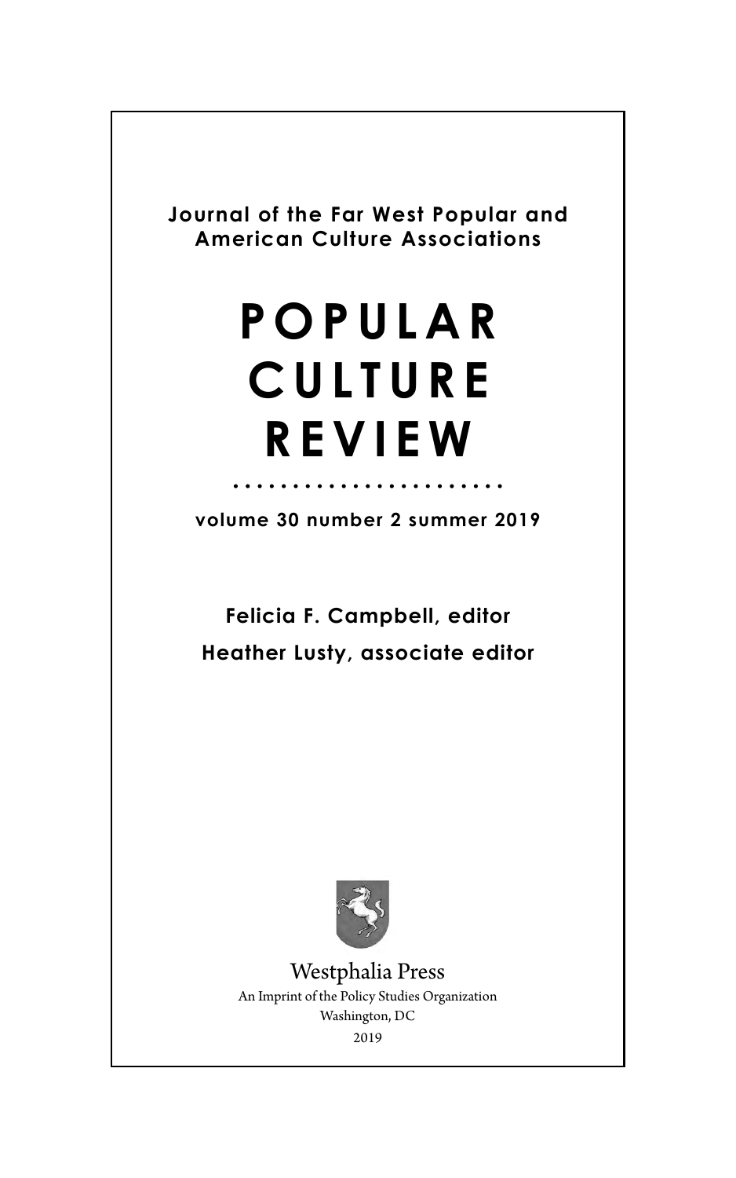**Journal of the Far West Popular and American Culture Associations**

# POPULAR CULTURE REVIEW

volume 30 number 2 summer 2019

**Felicia F. Campbell, editor**

**Heather Lusty, associate editor**

Westphalia Press

An Imprint of the Policy Studies Organization

Washington, DC

2019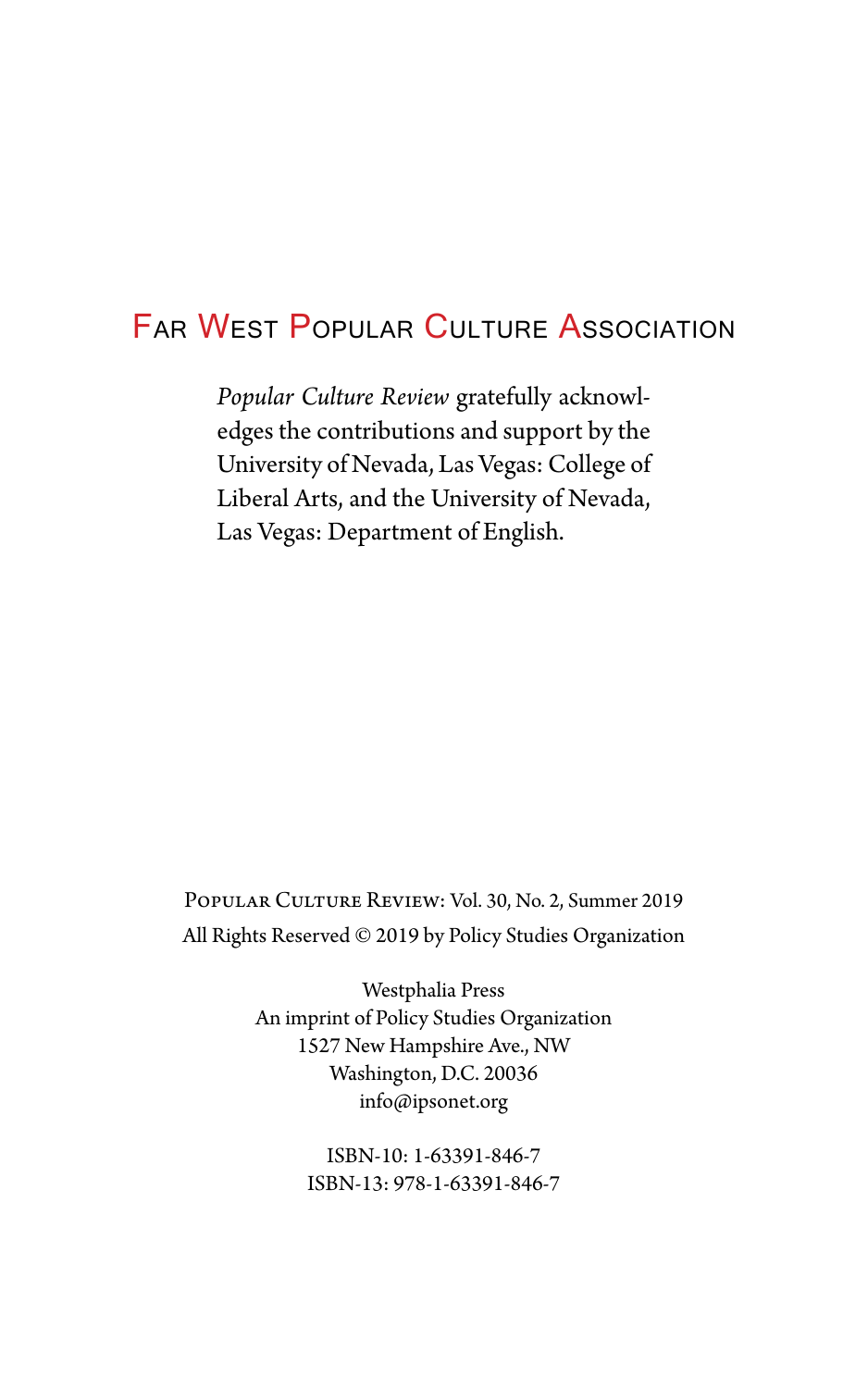# Far West Popular Culture Association

*Popular Culture Review* gratefully acknowledges the contributions and support by the University of Nevada, Las Vegas: College of Liberal Arts, and the University of Nevada, Las Vegas: Department of English.

Popular Culture Review: Vol. 30, No. 2, Summer 2019
All Rights Reserved © 2019 by Policy Studies Organization

Westphalia Press
An imprint of Policy Studies Organization
1527 New Hampshire Ave., NW
Washington, D.C. 20036
info@ipsonet.org

ISBN-10: 1-63391-846-7
ISBN-13: 978-1-63391-846-7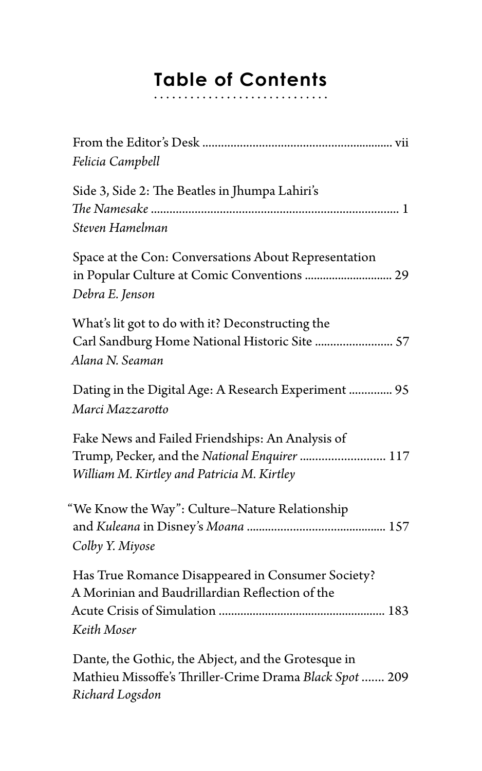# Table of Contents

From the Editor's Desk ............................................................ vii
*Felicia Campbell*

Side 3, Side 2: The Beatles in Jhumpa Lahiri's *The Namesake* ............................................................................. 1
*Steven Hamelman*

Space at the Con: Conversations About Representation in Popular Culture at Comic Conventions ............................ 29
*Debra E. Jenson*

What's lit got to do with it? Deconstructing the Carl Sandburg Home National Historic Site ......................... 57
*Alana N. Seaman*

Dating in the Digital Age: A Research Experiment .............. 95
*Marci Mazzarotto*

Fake News and Failed Friendships: An Analysis of Trump, Pecker, and the *National Enquirer* ........................... 117
*William M. Kirtley and Patricia M. Kirtley*

"We Know the Way": Culture–Nature Relationship and *Kuleana* in Disney's *Moana* ............................................ 157
*Colby Y. Miyose*

Has True Romance Disappeared in Consumer Society? A Morinian and Baudrillardian Reflection of the Acute Crisis of Simulation ..................................................... 183
*Keith Moser*

Dante, the Gothic, the Abject, and the Grotesque in Mathieu Missoffe's Thriller-Crime Drama *Black Spot* ....... 209
*Richard Logsdon*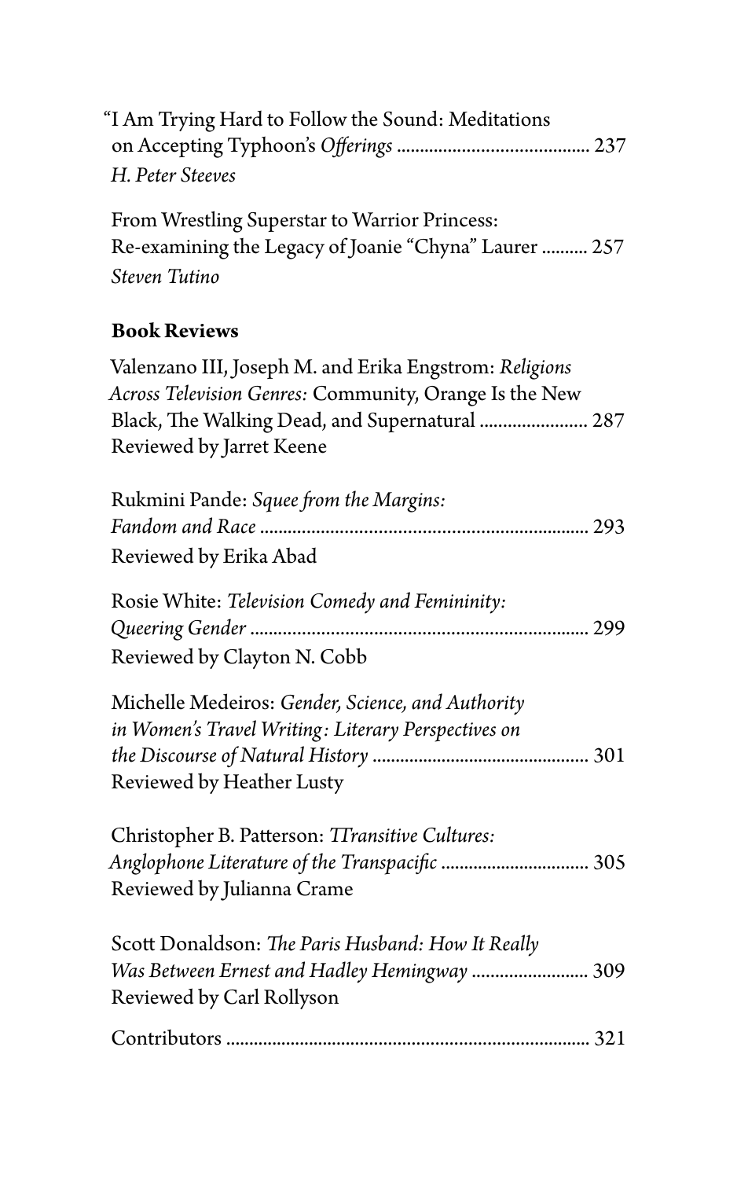"I Am Trying Hard to Follow the Sound: Meditations on Accepting Typhoon's *Offerings* ........................................ 237
*H. Peter Steeves*

From Wrestling Superstar to Warrior Princess: Re-examining the Legacy of Joanie "Chyna" Laurer .......... 257
*Steven Tutino*

**Book Reviews**

Valenzano III, Joseph M. and Erika Engstrom: *Religions Across Television Genres:* Community, Orange Is the New Black, The Walking Dead, and Supernatural ....................... 287
Reviewed by Jarret Keene

Rukmini Pande: *Squee from the Margins: Fandom and Race* .................................................................... 293
Reviewed by Erika Abad

Rosie White: *Television Comedy and Femininity: Queering Gender* ...................................................................... 299
Reviewed by Clayton N. Cobb

Michelle Medeiros: *Gender, Science, and Authority in Women's Travel Writing: Literary Perspectives on the Discourse of Natural History* .............................................. 301
Reviewed by Heather Lusty

Christopher B. Patterson: *TTransitive Cultures: Anglophone Literature of the Transpacific* ................................ 305
Reviewed by Julianna Crame

Scott Donaldson: *The Paris Husband: How It Really Was Between Ernest and Hadley Hemingway* ......................... 309
Reviewed by Carl Rollyson

Contributors ............................................................................ 321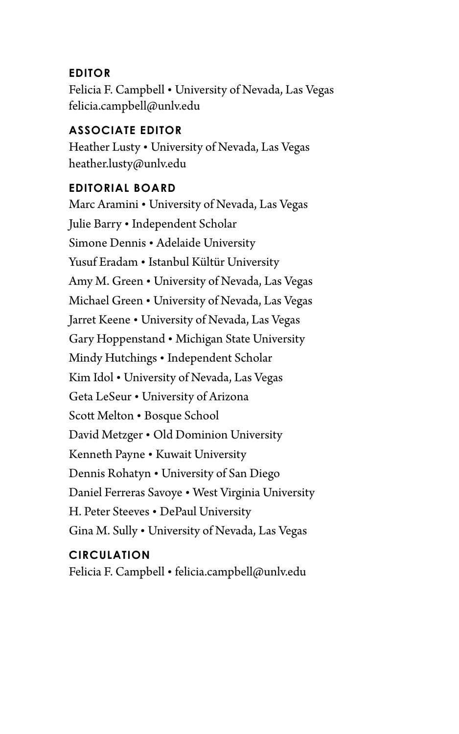## EDITOR

Felicia F. Campbell • University of Nevada, Las Vegas
felicia.campbell@unlv.edu

## ASSOCIATE EDITOR

Heather Lusty • University of Nevada, Las Vegas
heather.lusty@unlv.edu

## EDITORIAL BOARD

Marc Aramini • University of Nevada, Las Vegas
Julie Barry • Independent Scholar
Simone Dennis • Adelaide University
Yusuf Eradam • Istanbul Kültür University
Amy M. Green • University of Nevada, Las Vegas
Michael Green • University of Nevada, Las Vegas
Jarret Keene • University of Nevada, Las Vegas
Gary Hoppenstand • Michigan State University
Mindy Hutchings • Independent Scholar
Kim Idol • University of Nevada, Las Vegas
Geta LeSeur • University of Arizona
Scott Melton • Bosque School
David Metzger • Old Dominion University
Kenneth Payne • Kuwait University
Dennis Rohatyn • University of San Diego
Daniel Ferreras Savoye • West Virginia University
H. Peter Steeves • DePaul University
Gina M. Sully • University of Nevada, Las Vegas

## CIRCULATION

Felicia F. Campbell • felicia.campbell@unlv.edu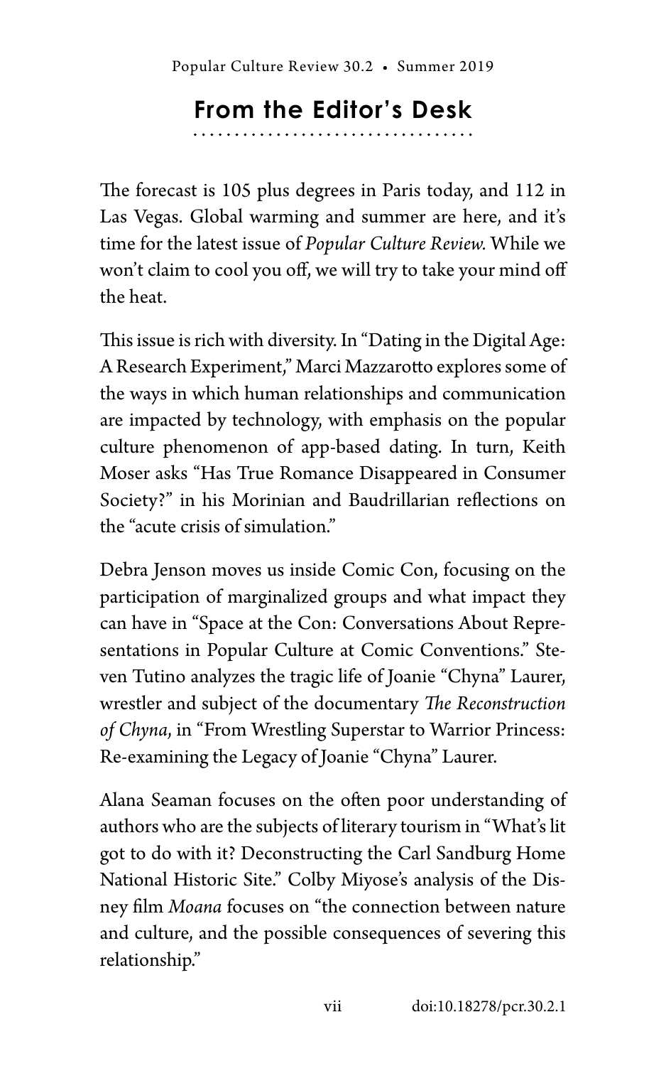## From the Editor's Desk

The forecast is 105 plus degrees in Paris today, and 112 in Las Vegas. Global warming and summer are here, and it's time for the latest issue of *Popular Culture Review.* While we won't claim to cool you off, we will try to take your mind off the heat.

This issue is rich with diversity. In "Dating in the Digital Age: A Research Experiment," Marci Mazzarotto explores some of the ways in which human relationships and communication are impacted by technology, with emphasis on the popular culture phenomenon of app-based dating. In turn, Keith Moser asks "Has True Romance Disappeared in Consumer Society?" in his Morinian and Baudrillarian reflections on the "acute crisis of simulation."

Debra Jenson moves us inside Comic Con, focusing on the participation of marginalized groups and what impact they can have in "Space at the Con: Conversations About Representations in Popular Culture at Comic Conventions." Steven Tutino analyzes the tragic life of Joanie "Chyna" Laurer, wrestler and subject of the documentary *The Reconstruction of Chyna*, in "From Wrestling Superstar to Warrior Princess: Re-examining the Legacy of Joanie "Chyna" Laurer.

Alana Seaman focuses on the often poor understanding of authors who are the subjects of literary tourism in "What's lit got to do with it? Deconstructing the Carl Sandburg Home National Historic Site." Colby Miyose's analysis of the Disney film *Moana* focuses on "the connection between nature and culture, and the possible consequences of severing this relationship."

doi:10.18278/pcr.30.2.1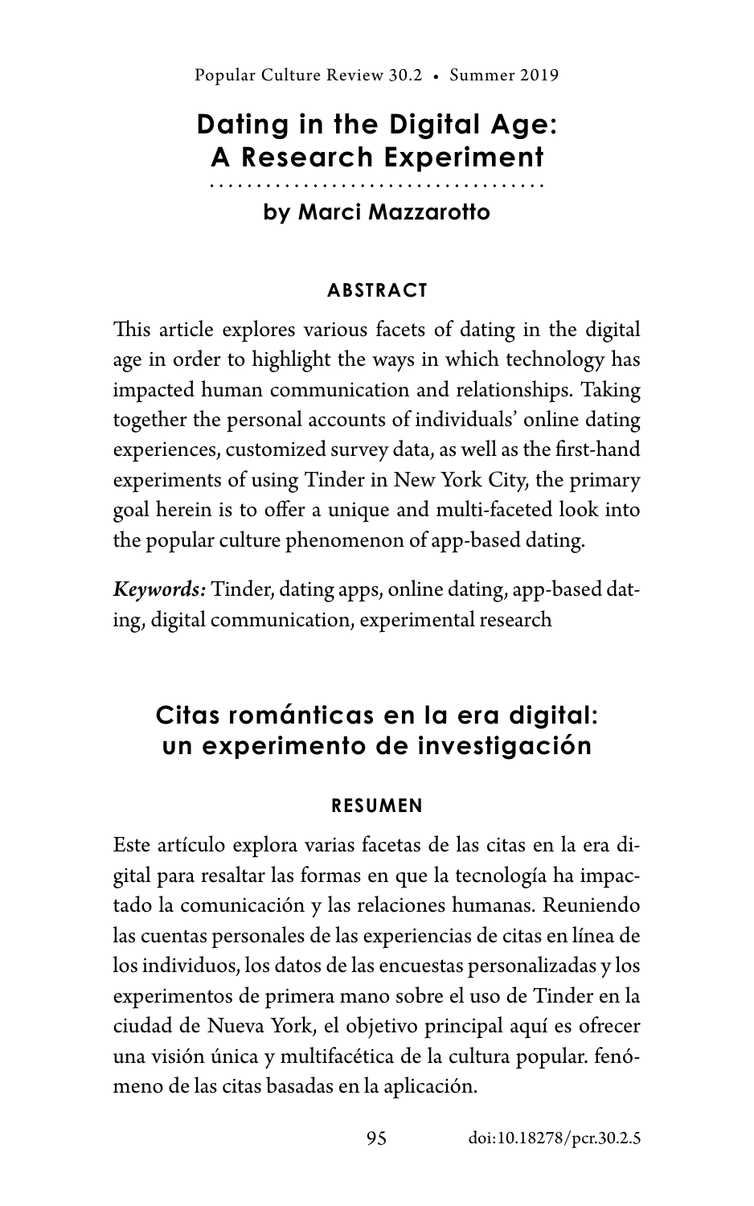# Dating in the Digital Age: A Research Experiment

**by Marci Mazzarotto**

#### ABSTRACT

This article explores various facets of dating in the digital age in order to highlight the ways in which technology has impacted human communication and relationships. Taking together the personal accounts of individuals' online dating experiences, customized survey data, as well as the first-hand experiments of using Tinder in New York City, the primary goal herein is to offer a unique and multi-faceted look into the popular culture phenomenon of app-based dating.

***Keywords:*** Tinder, dating apps, online dating, app-based dating, digital communication, experimental research

## Citas románticas en la era digital: un experimento de investigación

#### RESUMEN

Este artículo explora varias facetas de las citas en la era digital para resaltar las formas en que la tecnología ha impactado la comunicación y las relaciones humanas. Reuniendo las cuentas personales de las experiencias de citas en línea de los individuos, los datos de las encuestas personalizadas y los experimentos de primera mano sobre el uso de Tinder en la ciudad de Nueva York, el objetivo principal aquí es ofrecer una visión única y multifacética de la cultura popular. fenómeno de las citas basadas en la aplicación.

doi:10.18278/pcr.30.2.5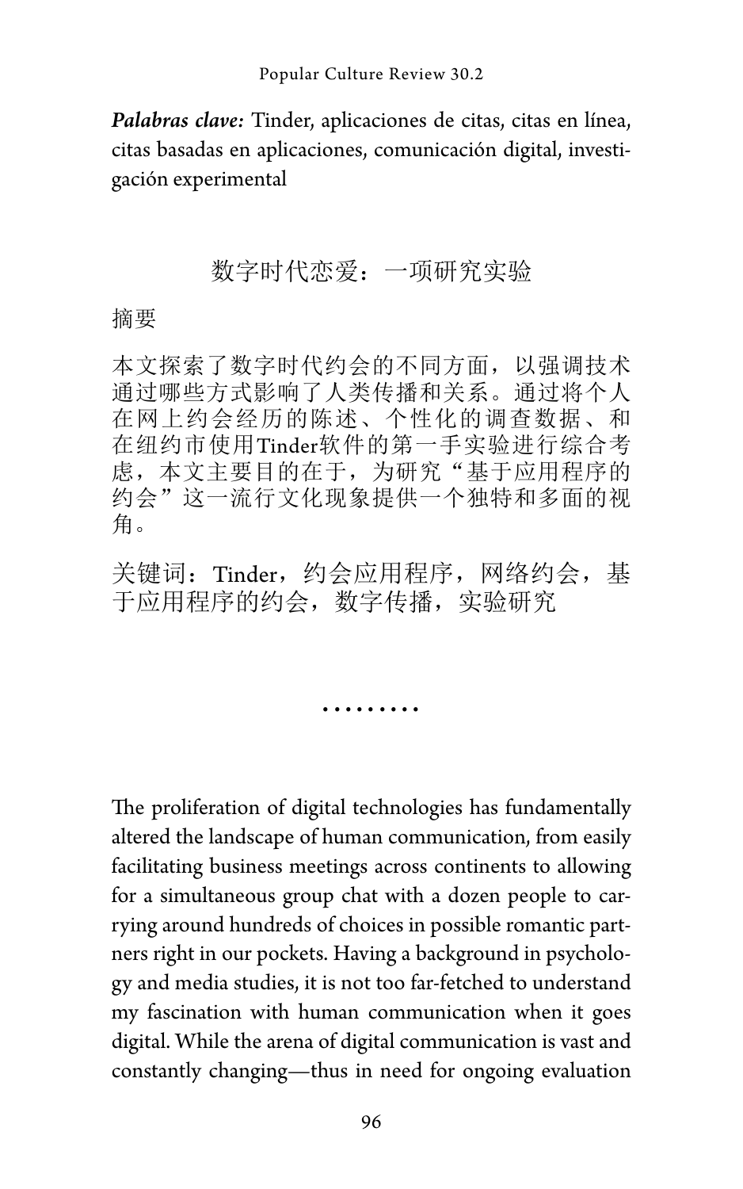***Palabras clave:*** Tinder, aplicaciones de citas, citas en línea, citas basadas en aplicaciones, comunicación digital, investigación experimental

## 数字时代恋爱：一项研究实验

摘要

本文探索了数字时代约会的不同方面，以强调技术通过哪些方式影响了人类传播和关系。通过将个人在网上约会经历的陈述、个性化的调查数据、和在纽约市使用Tinder软件的第一手实验进行综合考虑，本文主要目的在于，为研究“基于应用程序的约会”这一流行文化现象提供一个独特和多面的视角。

关键词：Tinder，约会应用程序，网络约会，基于应用程序的约会，数字传播，实验研究

.........

The proliferation of digital technologies has fundamentally altered the landscape of human communication, from easily facilitating business meetings across continents to allowing for a simultaneous group chat with a dozen people to carrying around hundreds of choices in possible romantic partners right in our pockets. Having a background in psychology and media studies, it is not too far-fetched to understand my fascination with human communication when it goes digital. While the arena of digital communication is vast and constantly changing—thus in need for ongoing evaluation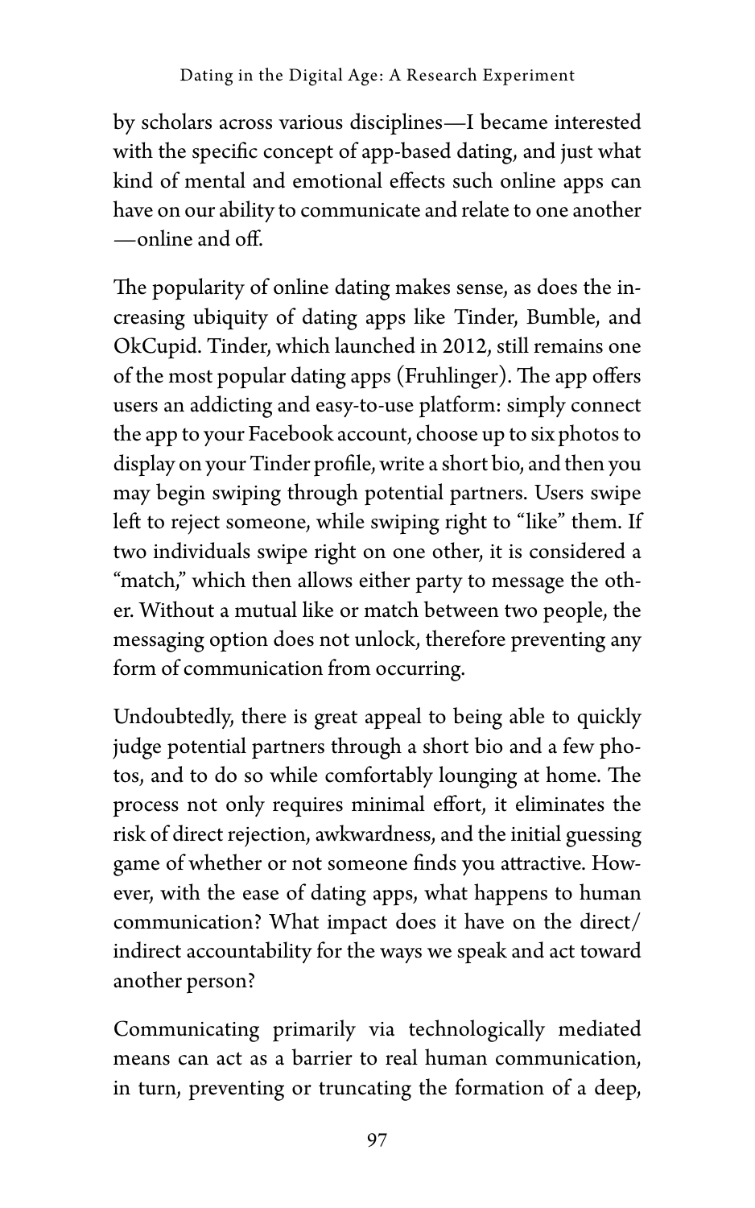by scholars across various disciplines—I became interested with the specific concept of app-based dating, and just what kind of mental and emotional effects such online apps can have on our ability to communicate and relate to one another—online and off.

The popularity of online dating makes sense, as does the increasing ubiquity of dating apps like Tinder, Bumble, and OkCupid. Tinder, which launched in 2012, still remains one of the most popular dating apps (Fruhlinger). The app offers users an addicting and easy-to-use platform: simply connect the app to your Facebook account, choose up to six photos to display on your Tinder profile, write a short bio, and then you may begin swiping through potential partners. Users swipe left to reject someone, while swiping right to "like" them. If two individuals swipe right on one other, it is considered a "match," which then allows either party to message the other. Without a mutual like or match between two people, the messaging option does not unlock, therefore preventing any form of communication from occurring.

Undoubtedly, there is great appeal to being able to quickly judge potential partners through a short bio and a few photos, and to do so while comfortably lounging at home. The process not only requires minimal effort, it eliminates the risk of direct rejection, awkwardness, and the initial guessing game of whether or not someone finds you attractive. However, with the ease of dating apps, what happens to human communication? What impact does it have on the direct/indirect accountability for the ways we speak and act toward another person?

Communicating primarily via technologically mediated means can act as a barrier to real human communication, in turn, preventing or truncating the formation of a deep,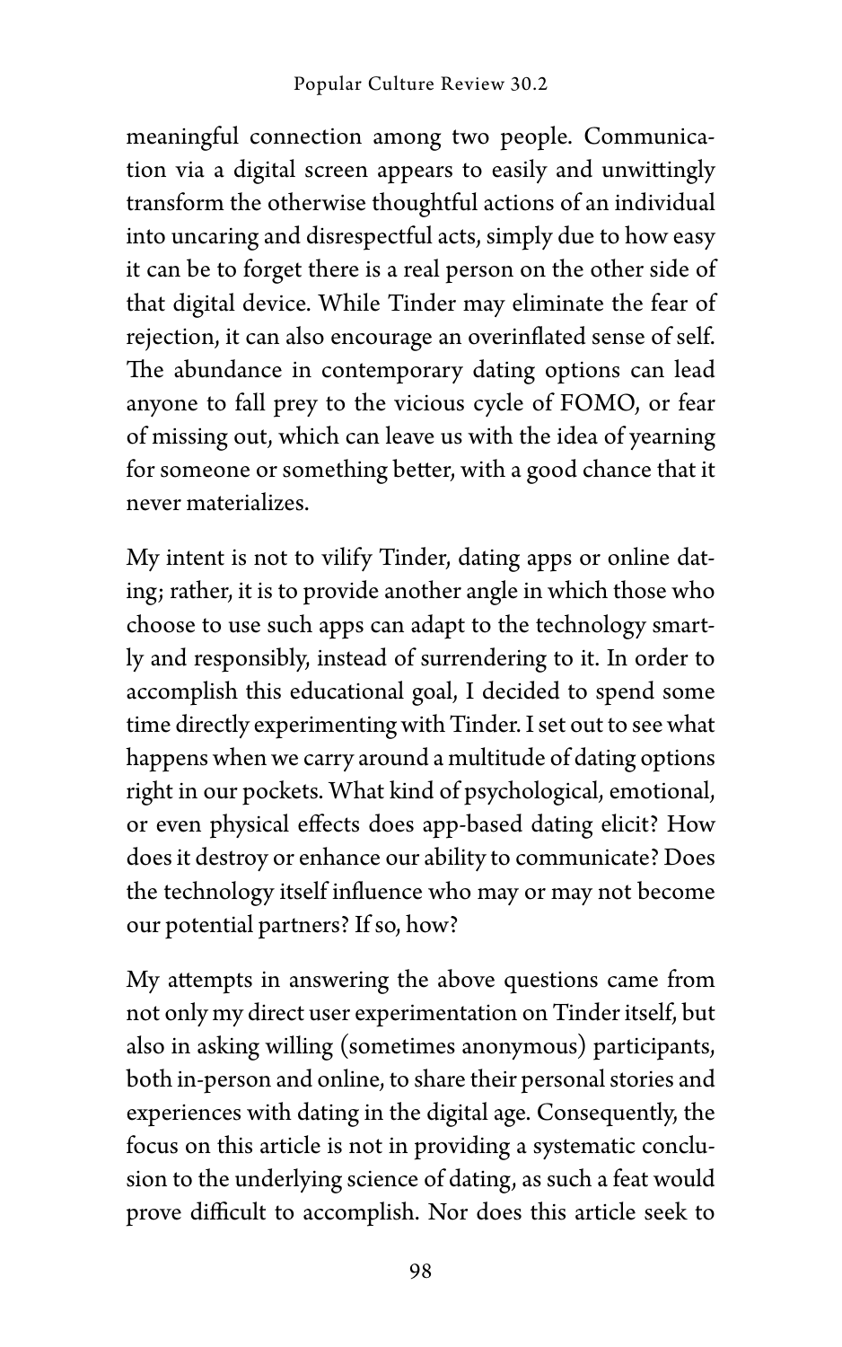meaningful connection among two people. Communication via a digital screen appears to easily and unwittingly transform the otherwise thoughtful actions of an individual into uncaring and disrespectful acts, simply due to how easy it can be to forget there is a real person on the other side of that digital device. While Tinder may eliminate the fear of rejection, it can also encourage an overinflated sense of self. The abundance in contemporary dating options can lead anyone to fall prey to the vicious cycle of FOMO, or fear of missing out, which can leave us with the idea of yearning for someone or something better, with a good chance that it never materializes.

My intent is not to vilify Tinder, dating apps or online dating; rather, it is to provide another angle in which those who choose to use such apps can adapt to the technology smartly and responsibly, instead of surrendering to it. In order to accomplish this educational goal, I decided to spend some time directly experimenting with Tinder. I set out to see what happens when we carry around a multitude of dating options right in our pockets. What kind of psychological, emotional, or even physical effects does app-based dating elicit? How does it destroy or enhance our ability to communicate? Does the technology itself influence who may or may not become our potential partners? If so, how?

My attempts in answering the above questions came from not only my direct user experimentation on Tinder itself, but also in asking willing (sometimes anonymous) participants, both in-person and online, to share their personal stories and experiences with dating in the digital age. Consequently, the focus on this article is not in providing a systematic conclusion to the underlying science of dating, as such a feat would prove difficult to accomplish. Nor does this article seek to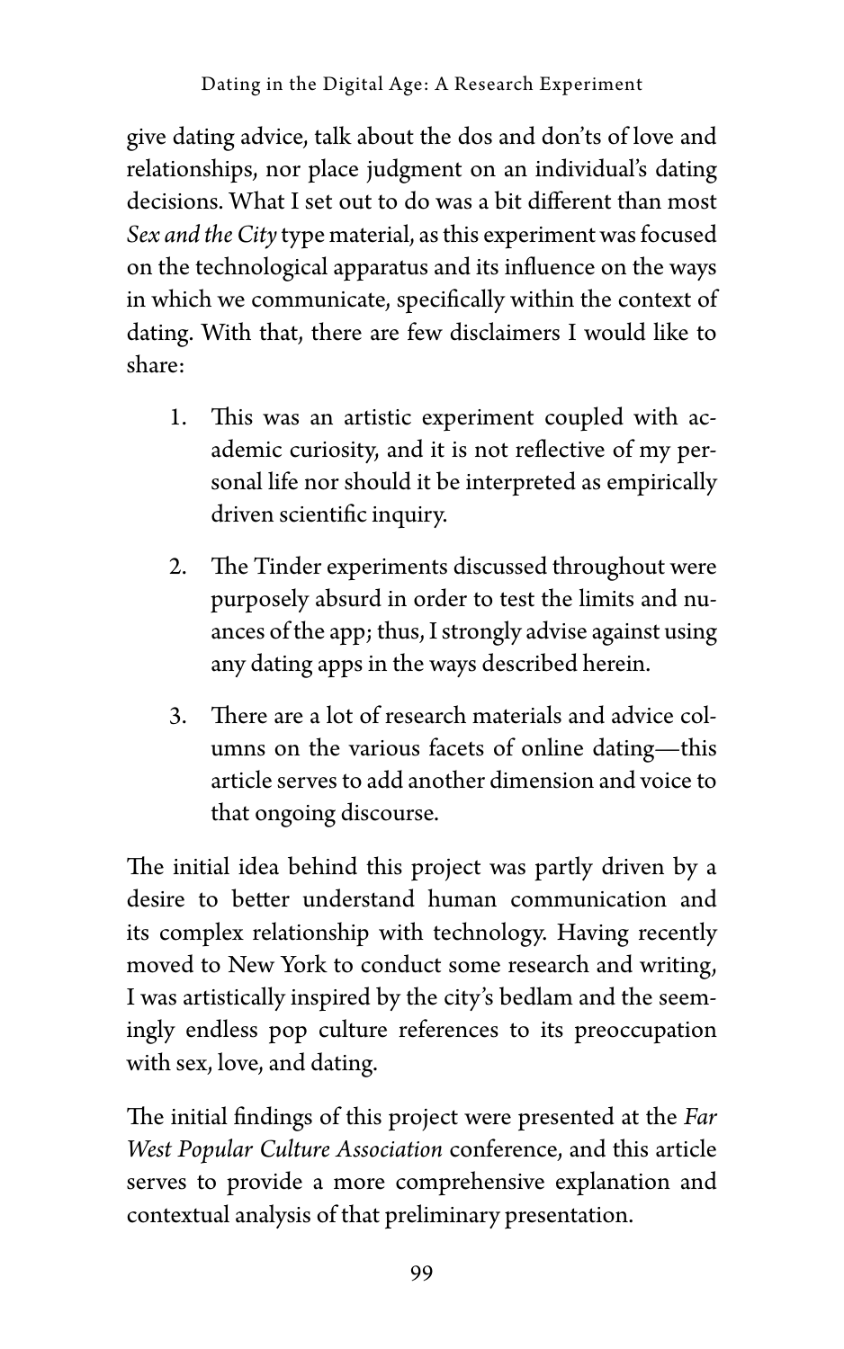give dating advice, talk about the dos and don't's of love and relationships, nor place judgment on an individual's dating decisions. What I set out to do was a bit different than most *Sex and the City* type material, as this experiment was focused on the technological apparatus and its influence on the ways in which we communicate, specifically within the context of dating. With that, there are few disclaimers I would like to share:

1. This was an artistic experiment coupled with academic curiosity, and it is not reflective of my personal life nor should it be interpreted as empirically driven scientific inquiry.

2. The Tinder experiments discussed throughout were purposely absurd in order to test the limits and nuances of the app; thus, I strongly advise against using any dating apps in the ways described herein.

3. There are a lot of research materials and advice columns on the various facets of online dating—this article serves to add another dimension and voice to that ongoing discourse.

The initial idea behind this project was partly driven by a desire to better understand human communication and its complex relationship with technology. Having recently moved to New York to conduct some research and writing, I was artistically inspired by the city's bedlam and the seemingly endless pop culture references to its preoccupation with sex, love, and dating.

The initial findings of this project were presented at the *Far West Popular Culture Association* conference, and this article serves to provide a more comprehensive explanation and contextual analysis of that preliminary presentation.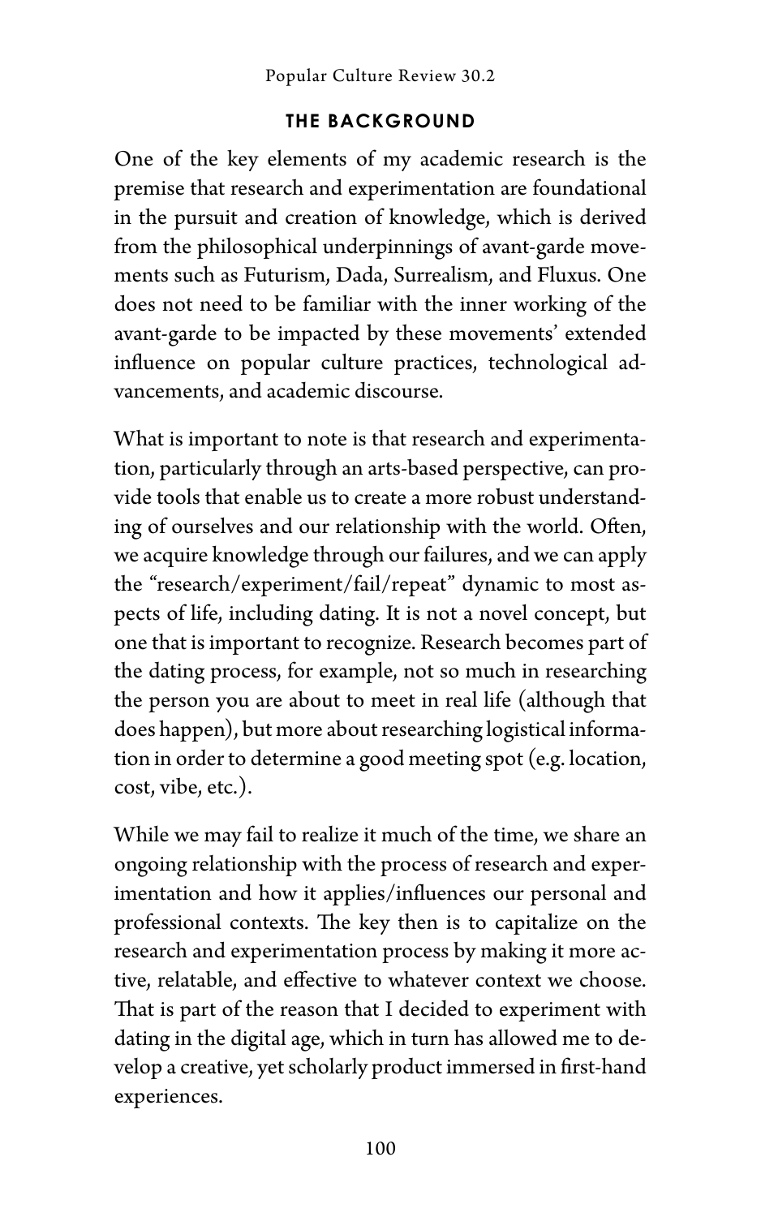## THE BACKGROUND

One of the key elements of my academic research is the premise that research and experimentation are foundational in the pursuit and creation of knowledge, which is derived from the philosophical underpinnings of avant-garde movements such as Futurism, Dada, Surrealism, and Fluxus. One does not need to be familiar with the inner working of the avant-garde to be impacted by these movements' extended influence on popular culture practices, technological advancements, and academic discourse.

What is important to note is that research and experimentation, particularly through an arts-based perspective, can provide tools that enable us to create a more robust understanding of ourselves and our relationship with the world. Often, we acquire knowledge through our failures, and we can apply the "research/experiment/fail/repeat" dynamic to most aspects of life, including dating. It is not a novel concept, but one that is important to recognize. Research becomes part of the dating process, for example, not so much in researching the person you are about to meet in real life (although that does happen), but more about researching logistical information in order to determine a good meeting spot (e.g. location, cost, vibe, etc.).

While we may fail to realize it much of the time, we share an ongoing relationship with the process of research and experimentation and how it applies/influences our personal and professional contexts. The key then is to capitalize on the research and experimentation process by making it more active, relatable, and effective to whatever context we choose. That is part of the reason that I decided to experiment with dating in the digital age, which in turn has allowed me to develop a creative, yet scholarly product immersed in first-hand experiences.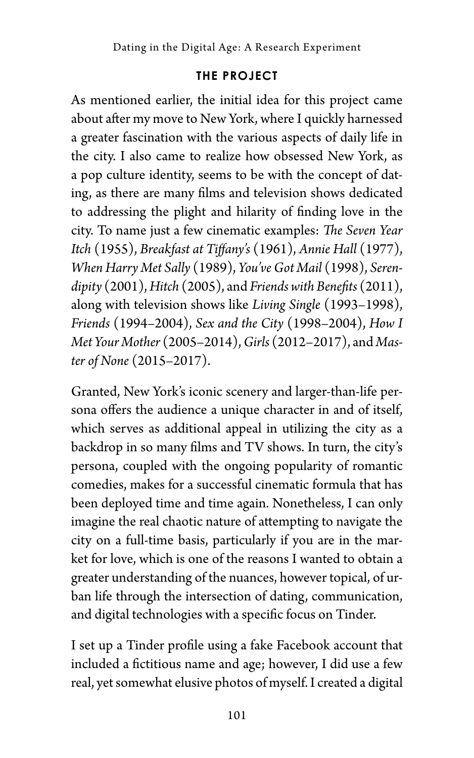### THE PROJECT

As mentioned earlier, the initial idea for this project came about after my move to New York, where I quickly harnessed a greater fascination with the various aspects of daily life in the city. I also came to realize how obsessed New York, as a pop culture identity, seems to be with the concept of dating, as there are many films and television shows dedicated to addressing the plight and hilarity of finding love in the city. To name just a few cinematic examples: *The Seven Year Itch* (1955), *Breakfast at Tiffany's* (1961), *Annie Hall* (1977), *When Harry Met Sally* (1989), *You've Got Mail* (1998), *Serendipity* (2001), *Hitch* (2005), and *Friends with Benefits* (2011), along with television shows like *Living Single* (1993–1998), *Friends* (1994–2004), *Sex and the City* (1998–2004), *How I Met Your Mother* (2005–2014), *Girls* (2012–2017), and *Master of None* (2015–2017).

Granted, New York's iconic scenery and larger-than-life persona offers the audience a unique character in and of itself, which serves as additional appeal in utilizing the city as a backdrop in so many films and TV shows. In turn, the city's persona, coupled with the ongoing popularity of romantic comedies, makes for a successful cinematic formula that has been deployed time and time again. Nonetheless, I can only imagine the real chaotic nature of attempting to navigate the city on a full-time basis, particularly if you are in the market for love, which is one of the reasons I wanted to obtain a greater understanding of the nuances, however topical, of urban life through the intersection of dating, communication, and digital technologies with a specific focus on Tinder.

I set up a Tinder profile using a fake Facebook account that included a fictitious name and age; however, I did use a few real, yet somewhat elusive photos of myself. I created a digital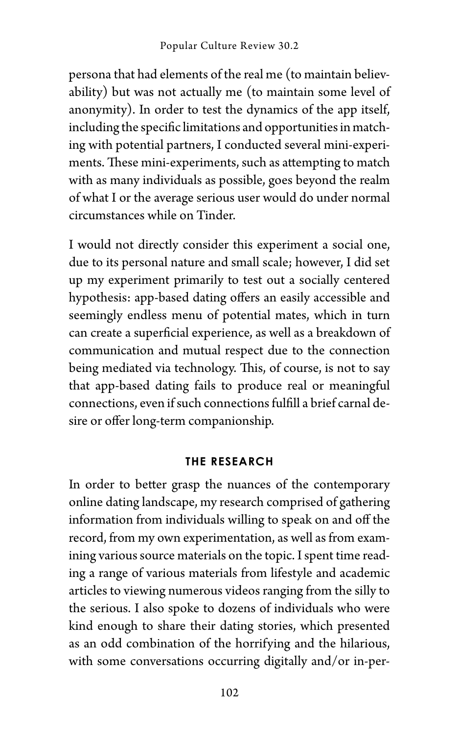persona that had elements of the real me (to maintain believability) but was not actually me (to maintain some level of anonymity). In order to test the dynamics of the app itself, including the specific limitations and opportunities in matching with potential partners, I conducted several mini-experiments. These mini-experiments, such as attempting to match with as many individuals as possible, goes beyond the realm of what I or the average serious user would do under normal circumstances while on Tinder.

I would not directly consider this experiment a social one, due to its personal nature and small scale; however, I did set up my experiment primarily to test out a socially centered hypothesis: app-based dating offers an easily accessible and seemingly endless menu of potential mates, which in turn can create a superficial experience, as well as a breakdown of communication and mutual respect due to the connection being mediated via technology. This, of course, is not to say that app-based dating fails to produce real or meaningful connections, even if such connections fulfill a brief carnal desire or offer long-term companionship.

## THE RESEARCH

In order to better grasp the nuances of the contemporary online dating landscape, my research comprised of gathering information from individuals willing to speak on and off the record, from my own experimentation, as well as from examining various source materials on the topic. I spent time reading a range of various materials from lifestyle and academic articles to viewing numerous videos ranging from the silly to the serious. I also spoke to dozens of individuals who were kind enough to share their dating stories, which presented as an odd combination of the horrifying and the hilarious, with some conversations occurring digitally and/or in-per-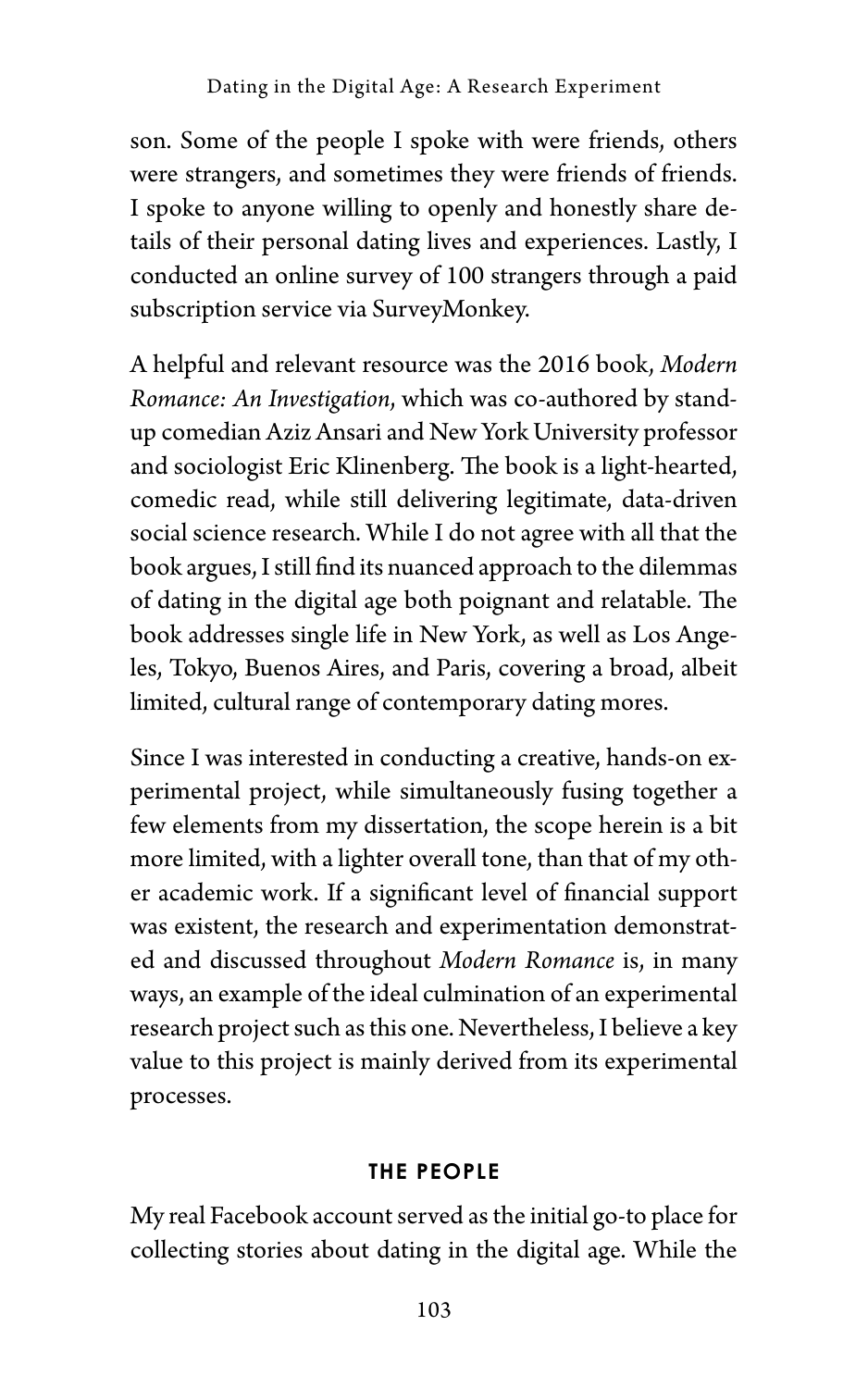son. Some of the people I spoke with were friends, others were strangers, and sometimes they were friends of friends. I spoke to anyone willing to openly and honestly share details of their personal dating lives and experiences. Lastly, I conducted an online survey of 100 strangers through a paid subscription service via SurveyMonkey.

A helpful and relevant resource was the 2016 book, *Modern Romance: An Investigation*, which was co-authored by stand-up comedian Aziz Ansari and New York University professor and sociologist Eric Klinenberg. The book is a light-hearted, comedic read, while still delivering legitimate, data-driven social science research. While I do not agree with all that the book argues, I still find its nuanced approach to the dilemmas of dating in the digital age both poignant and relatable. The book addresses single life in New York, as well as Los Angeles, Tokyo, Buenos Aires, and Paris, covering a broad, albeit limited, cultural range of contemporary dating mores.

Since I was interested in conducting a creative, hands-on experimental project, while simultaneously fusing together a few elements from my dissertation, the scope herein is a bit more limited, with a lighter overall tone, than that of my other academic work. If a significant level of financial support was existent, the research and experimentation demonstrated and discussed throughout *Modern Romance* is, in many ways, an example of the ideal culmination of an experimental research project such as this one. Nevertheless, I believe a key value to this project is mainly derived from its experimental processes.

## THE PEOPLE

My real Facebook account served as the initial go-to place for collecting stories about dating in the digital age. While the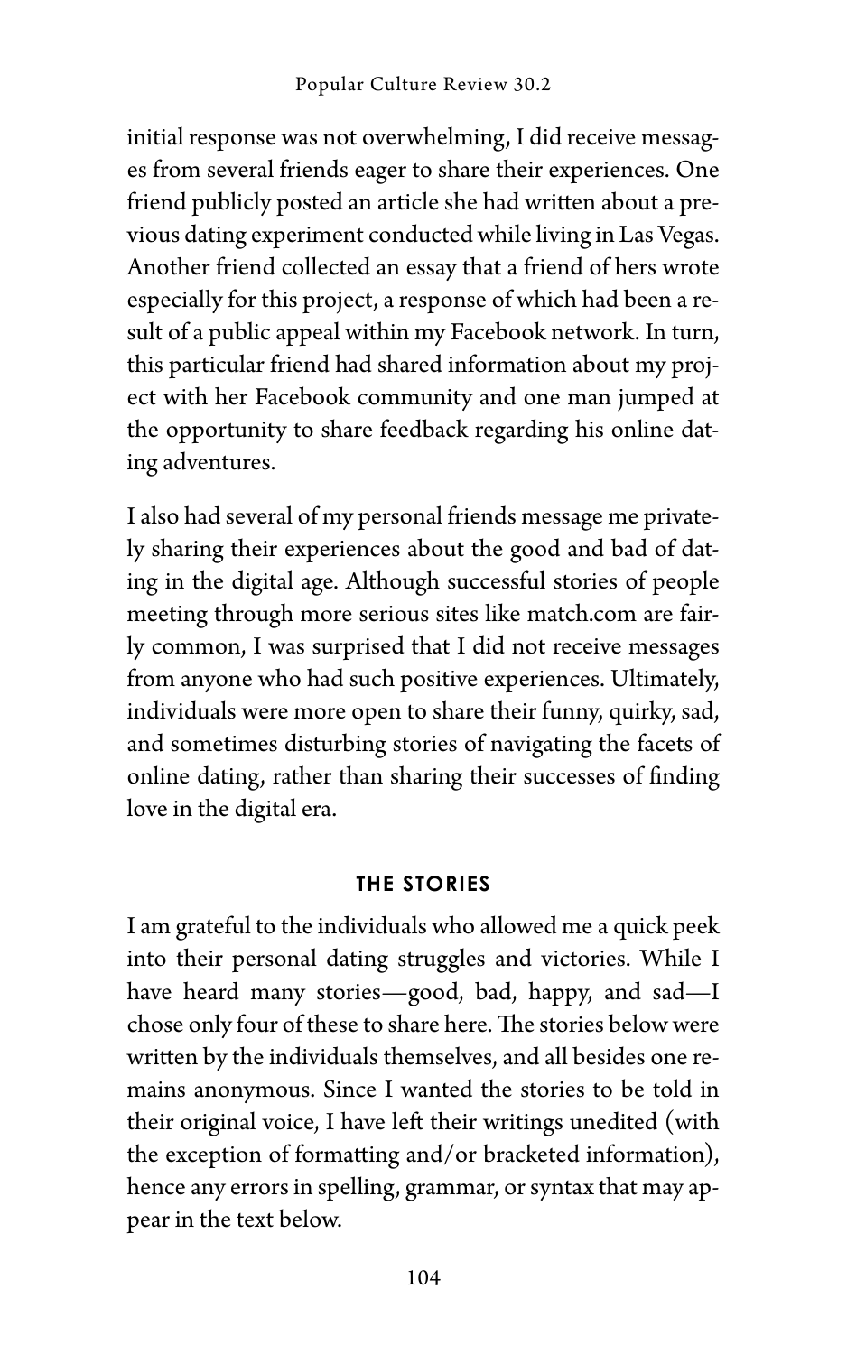initial response was not overwhelming, I did receive messages from several friends eager to share their experiences. One friend publicly posted an article she had written about a previous dating experiment conducted while living in Las Vegas. Another friend collected an essay that a friend of hers wrote especially for this project, a response of which had been a result of a public appeal within my Facebook network. In turn, this particular friend had shared information about my project with her Facebook community and one man jumped at the opportunity to share feedback regarding his online dating adventures.

I also had several of my personal friends message me privately sharing their experiences about the good and bad of dating in the digital age. Although successful stories of people meeting through more serious sites like match.com are fairly common, I was surprised that I did not receive messages from anyone who had such positive experiences. Ultimately, individuals were more open to share their funny, quirky, sad, and sometimes disturbing stories of navigating the facets of online dating, rather than sharing their successes of finding love in the digital era.

## THE STORIES

I am grateful to the individuals who allowed me a quick peek into their personal dating struggles and victories. While I have heard many stories—good, bad, happy, and sad—I chose only four of these to share here. The stories below were written by the individuals themselves, and all besides one remains anonymous. Since I wanted the stories to be told in their original voice, I have left their writings unedited (with the exception of formatting and/or bracketed information), hence any errors in spelling, grammar, or syntax that may appear in the text below.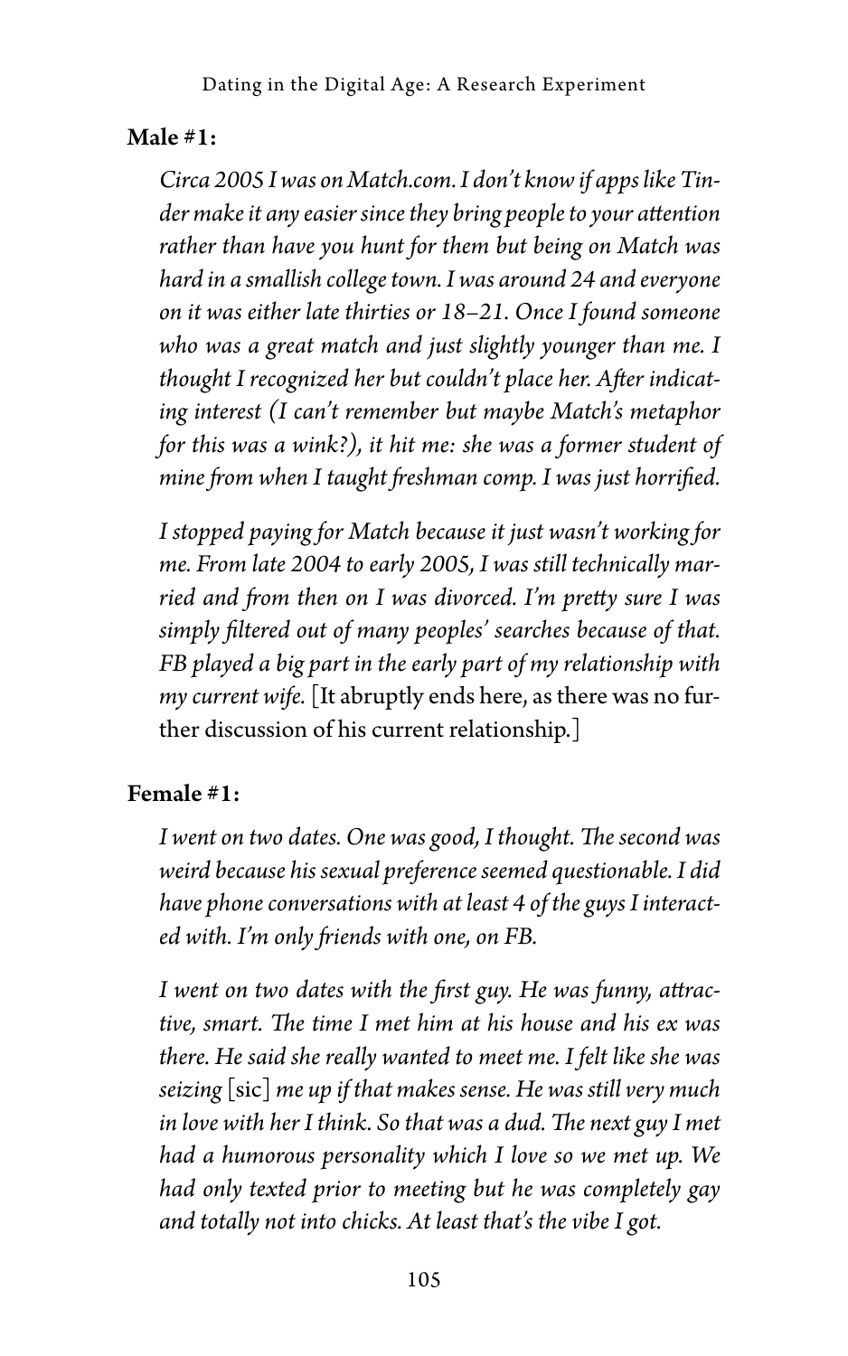**Male #1:**

*Circa 2005 I was on Match.com. I don't know if apps like Tinder make it any easier since they bring people to your attention rather than have you hunt for them but being on Match was hard in a smallish college town. I was around 24 and everyone on it was either late thirties or 18–21. Once I found someone who was a great match and just slightly younger than me. I thought I recognized her but couldn't place her. After indicating interest (I can't remember but maybe Match's metaphor for this was a wink?), it hit me: she was a former student of mine from when I taught freshman comp. I was just horrified.*

*I stopped paying for Match because it just wasn't working for me. From late 2004 to early 2005, I was still technically married and from then on I was divorced. I'm pretty sure I was simply filtered out of many peoples' searches because of that. FB played a big part in the early part of my relationship with my current wife.* [It abruptly ends here, as there was no further discussion of his current relationship.]

**Female #1:**

*I went on two dates. One was good, I thought. The second was weird because his sexual preference seemed questionable. I did have phone conversations with at least 4 of the guys I interacted with. I'm only friends with one, on FB.*

*I went on two dates with the first guy. He was funny, attractive, smart. The time I met him at his house and his ex was there. He said she really wanted to meet me. I felt like she was seizing* [sic] *me up if that makes sense. He was still very much in love with her I think. So that was a dud. The next guy I met had a humorous personality which I love so we met up. We had only texted prior to meeting but he was completely gay and totally not into chicks. At least that's the vibe I got.*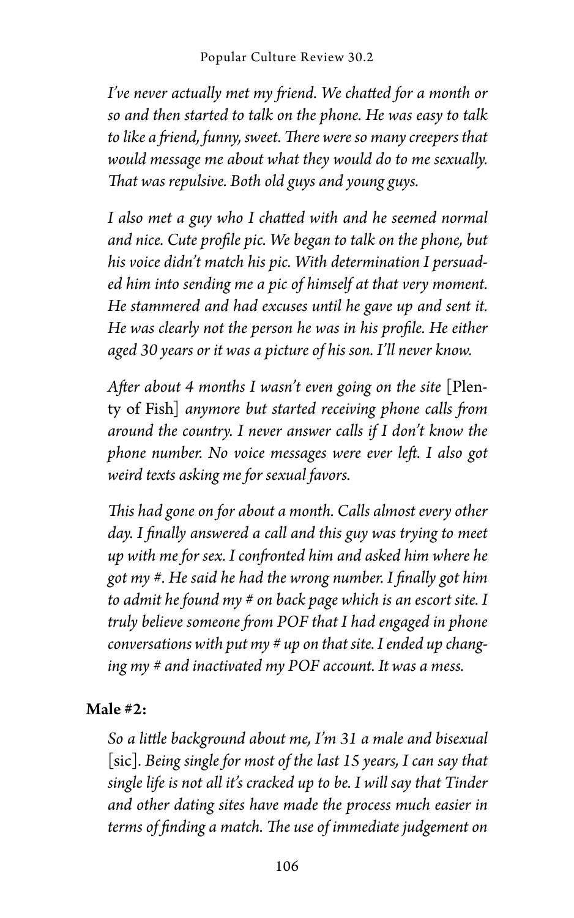*I've never actually met my friend. We chatted for a month or so and then started to talk on the phone. He was easy to talk to like a friend, funny, sweet. There were so many creepers that would message me about what they would do to me sexually. That was repulsive. Both old guys and young guys.*

*I also met a guy who I chatted with and he seemed normal and nice. Cute profile pic. We began to talk on the phone, but his voice didn't match his pic. With determination I persuaded him into sending me a pic of himself at that very moment. He stammered and had excuses until he gave up and sent it. He was clearly not the person he was in his profile. He either aged 30 years or it was a picture of his son. I'll never know.*

*After about 4 months I wasn't even going on the site* [Plenty of Fish] *anymore but started receiving phone calls from around the country. I never answer calls if I don't know the phone number. No voice messages were ever left. I also got weird texts asking me for sexual favors.*

*This had gone on for about a month. Calls almost every other day. I finally answered a call and this guy was trying to meet up with me for sex. I confronted him and asked him where he got my #. He said he had the wrong number. I finally got him to admit he found my # on back page which is an escort site. I truly believe someone from POF that I had engaged in phone conversations with put my # up on that site. I ended up changing my # and inactivated my POF account. It was a mess.*

**Male #2:**

*So a little background about me, I'm 31 a male and bisexual* [sic]. *Being single for most of the last 15 years, I can say that single life is not all it's cracked up to be. I will say that Tinder and other dating sites have made the process much easier in terms of finding a match. The use of immediate judgement on*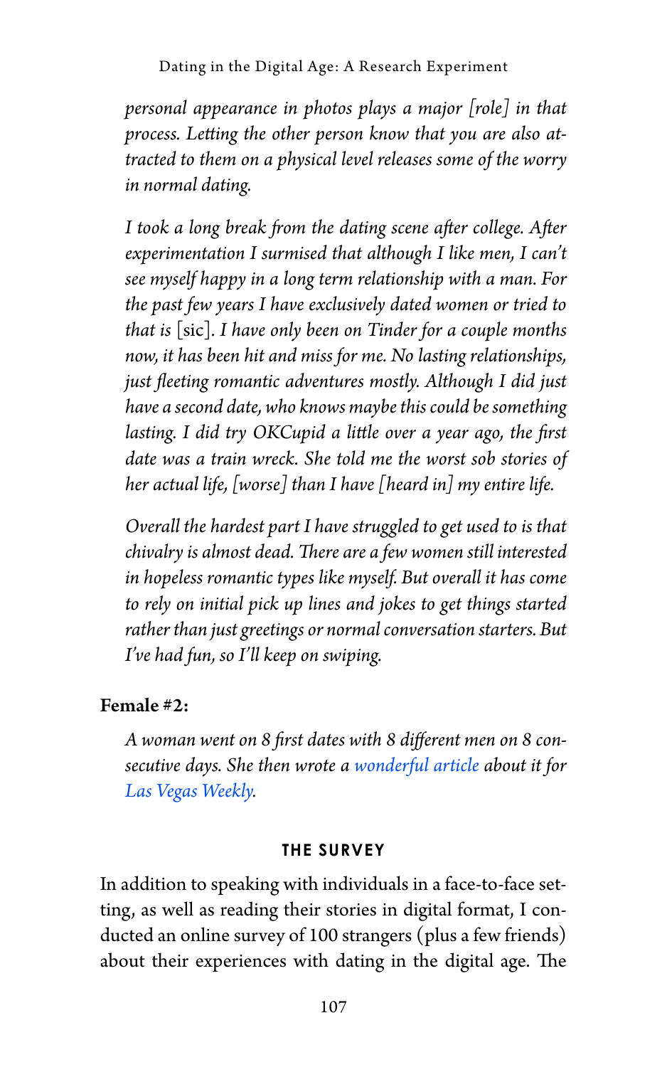*personal appearance in photos plays a major [role] in that process. Letting the other person know that you are also attracted to them on a physical level releases some of the worry in normal dating.*

*I took a long break from the dating scene after college. After experimentation I surmised that although I like men, I can't see myself happy in a long term relationship with a man. For the past few years I have exclusively dated women or tried to that is* [sic]. *I have only been on Tinder for a couple months now, it has been hit and miss for me. No lasting relationships, just fleeting romantic adventures mostly. Although I did just have a second date, who knows maybe this could be something lasting. I did try OKCupid a little over a year ago, the first date was a train wreck. She told me the worst sob stories of her actual life, [worse] than I have [heard in] my entire life.*

*Overall the hardest part I have struggled to get used to is that chivalry is almost dead. There are a few women still interested in hopeless romantic types like myself. But overall it has come to rely on initial pick up lines and jokes to get things started rather than just greetings or normal conversation starters. But I've had fun, so I'll keep on swiping.*

**Female #2:**

*A woman went on 8 first dates with 8 different men on 8 consecutive days. She then wrote a wonderful article about it for Las Vegas Weekly.*

### THE SURVEY

In addition to speaking with individuals in a face-to-face setting, as well as reading their stories in digital format, I conducted an online survey of 100 strangers (plus a few friends) about their experiences with dating in the digital age. The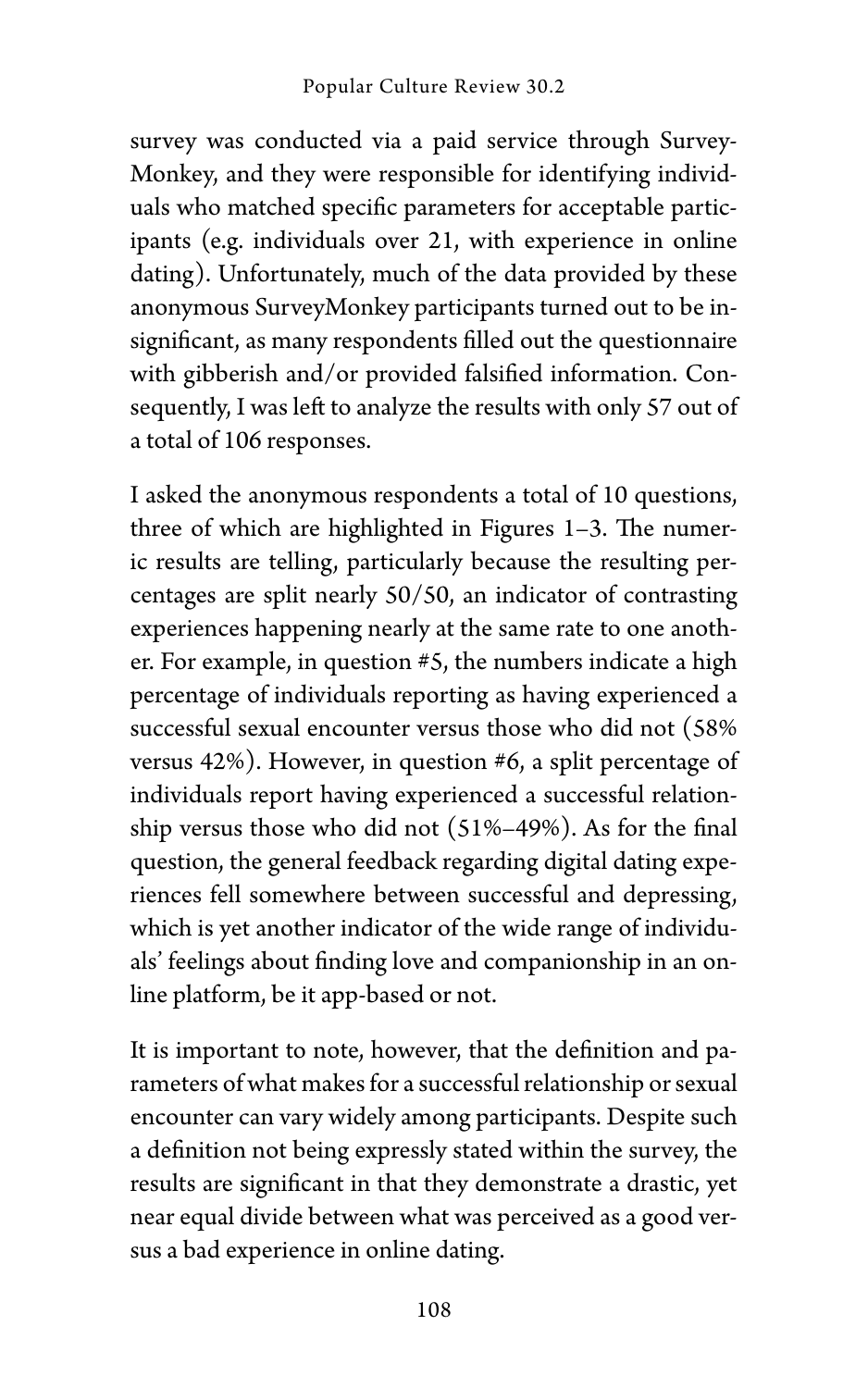survey was conducted via a paid service through SurveyMonkey, and they were responsible for identifying individuals who matched specific parameters for acceptable participants (e.g. individuals over 21, with experience in online dating). Unfortunately, much of the data provided by these anonymous SurveyMonkey participants turned out to be insignificant, as many respondents filled out the questionnaire with gibberish and/or provided falsified information. Consequently, I was left to analyze the results with only 57 out of a total of 106 responses.

I asked the anonymous respondents a total of 10 questions, three of which are highlighted in Figures 1–3. The numeric results are telling, particularly because the resulting percentages are split nearly 50/50, an indicator of contrasting experiences happening nearly at the same rate to one another. For example, in question #5, the numbers indicate a high percentage of individuals reporting as having experienced a successful sexual encounter versus those who did not (58% versus 42%). However, in question #6, a split percentage of individuals report having experienced a successful relationship versus those who did not (51%–49%). As for the final question, the general feedback regarding digital dating experiences fell somewhere between successful and depressing, which is yet another indicator of the wide range of individuals' feelings about finding love and companionship in an online platform, be it app-based or not.

It is important to note, however, that the definition and parameters of what makes for a successful relationship or sexual encounter can vary widely among participants. Despite such a definition not being expressly stated within the survey, the results are significant in that they demonstrate a drastic, yet near equal divide between what was perceived as a good versus a bad experience in online dating.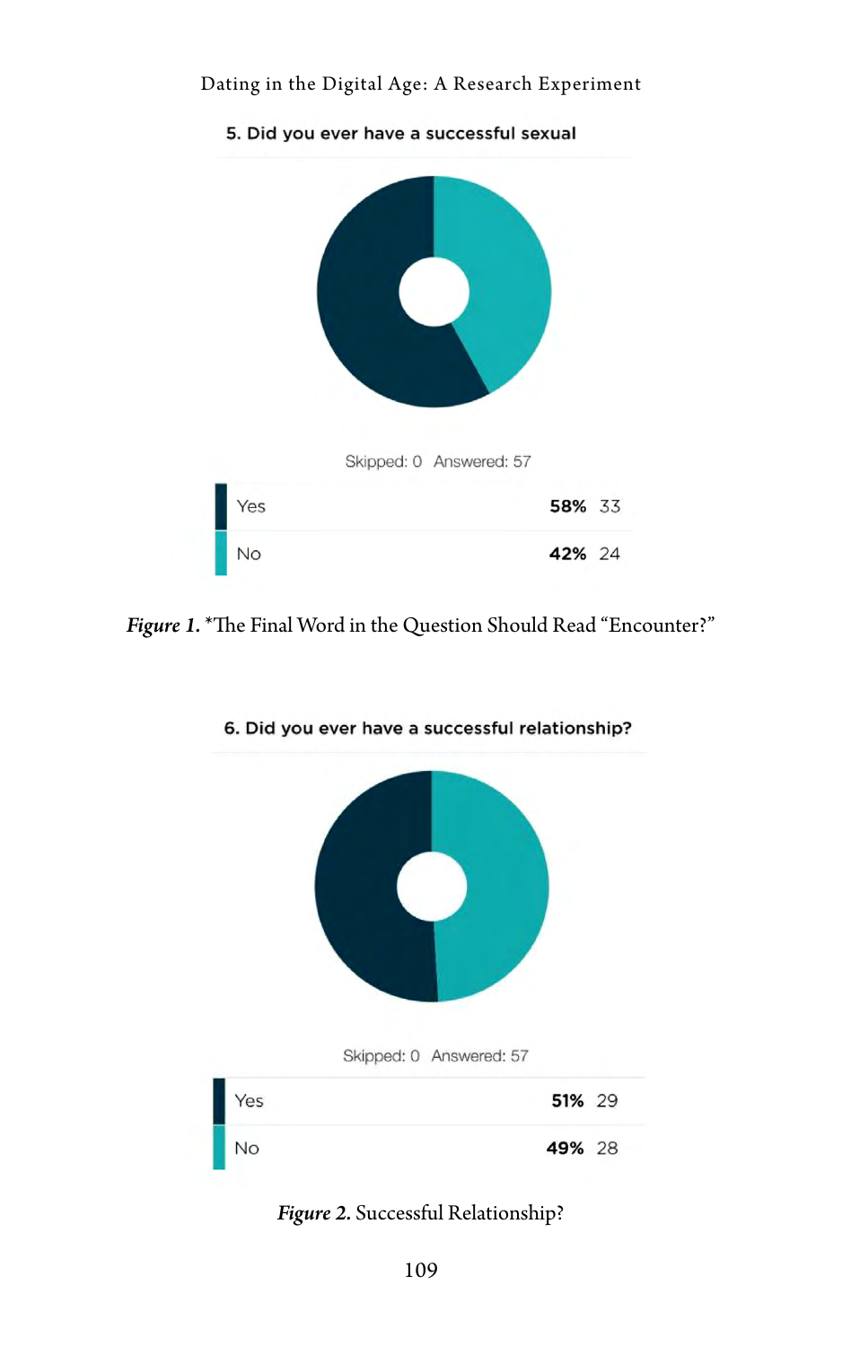5. Did you ever have a successful sexual

Skipped: 0 Answered: 57

| | | |
|---|---|---|
| Yes | **58%** | 33 |
| No | **42%** | 24 |

***Figure 1.*** *The Final Word in the Question Should Read "Encounter?"

6. Did you ever have a successful relationship?

Skipped: 0 Answered: 57

| | | |
|---|---|---|
| Yes | **51%** | 29 |
| No | **49%** | 28 |

***Figure 2.*** Successful Relationship?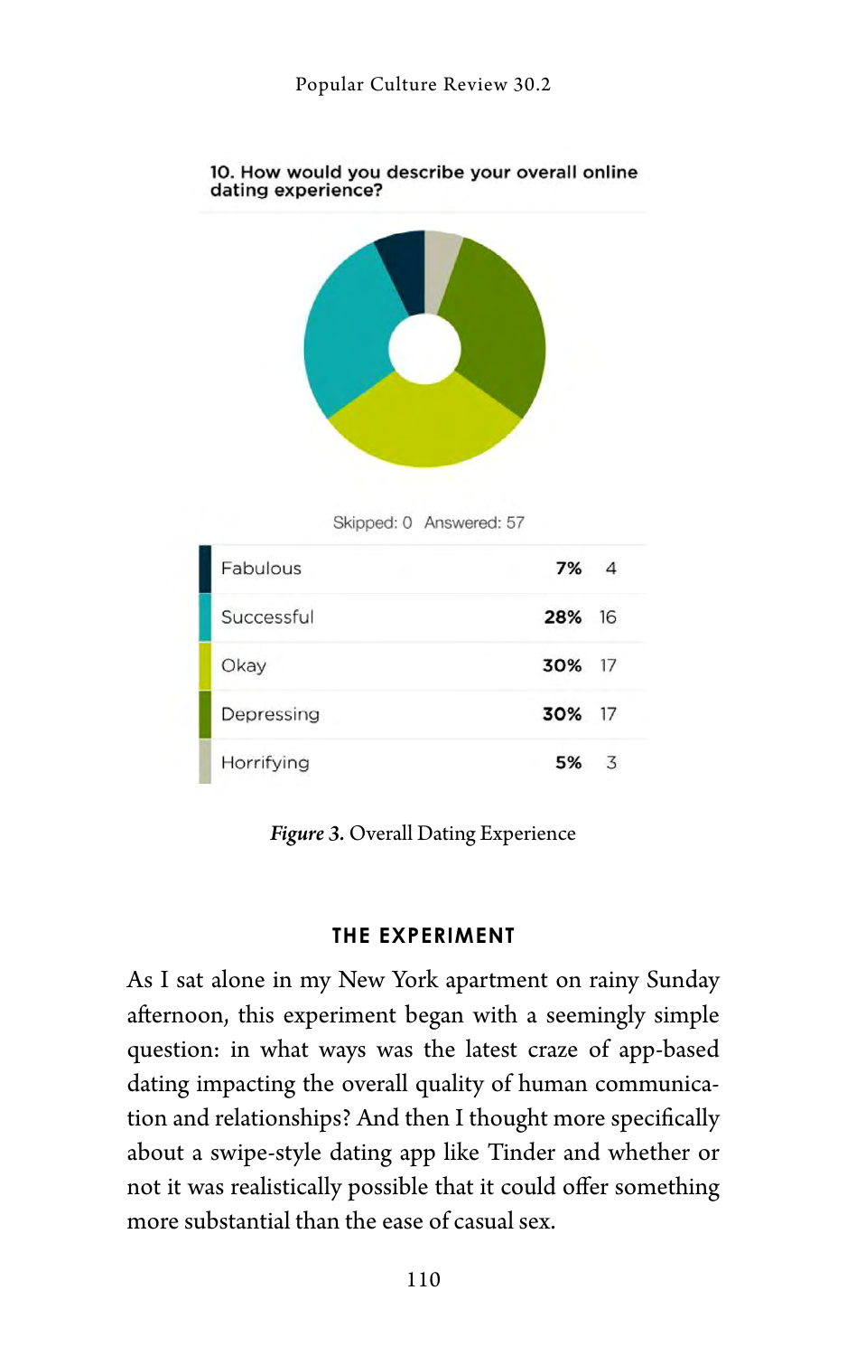10. How would you describe your overall online dating experience?

Skipped: 0 Answered: 57

| Response | Percent | Count |
|---|---|---|
| Fabulous | 7% | 4 |
| Successful | 28% | 16 |
| Okay | 30% | 17 |
| Depressing | 30% | 17 |
| Horrifying | 5% | 3 |

***Figure 3.*** Overall Dating Experience

## THE EXPERIMENT

As I sat alone in my New York apartment on rainy Sunday afternoon, this experiment began with a seemingly simple question: in what ways was the latest craze of app-based dating impacting the overall quality of human communication and relationships? And then I thought more specifically about a swipe-style dating app like Tinder and whether or not it was realistically possible that it could offer something more substantial than the ease of casual sex.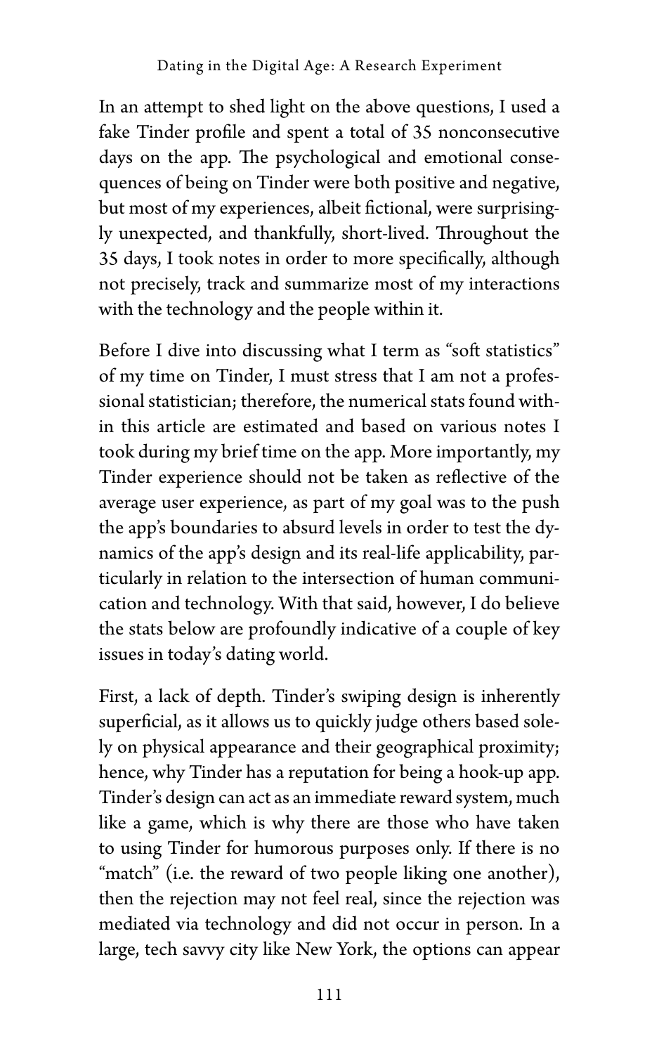In an attempt to shed light on the above questions, I used a fake Tinder profile and spent a total of 35 nonconsecutive days on the app. The psychological and emotional consequences of being on Tinder were both positive and negative, but most of my experiences, albeit fictional, were surprisingly unexpected, and thankfully, short-lived. Throughout the 35 days, I took notes in order to more specifically, although not precisely, track and summarize most of my interactions with the technology and the people within it.

Before I dive into discussing what I term as "soft statistics" of my time on Tinder, I must stress that I am not a professional statistician; therefore, the numerical stats found within this article are estimated and based on various notes I took during my brief time on the app. More importantly, my Tinder experience should not be taken as reflective of the average user experience, as part of my goal was to the push the app's boundaries to absurd levels in order to test the dynamics of the app's design and its real-life applicability, particularly in relation to the intersection of human communication and technology. With that said, however, I do believe the stats below are profoundly indicative of a couple of key issues in today's dating world.

First, a lack of depth. Tinder's swiping design is inherently superficial, as it allows us to quickly judge others based solely on physical appearance and their geographical proximity; hence, why Tinder has a reputation for being a hook-up app. Tinder's design can act as an immediate reward system, much like a game, which is why there are those who have taken to using Tinder for humorous purposes only. If there is no "match" (i.e. the reward of two people liking one another), then the rejection may not feel real, since the rejection was mediated via technology and did not occur in person. In a large, tech savvy city like New York, the options can appear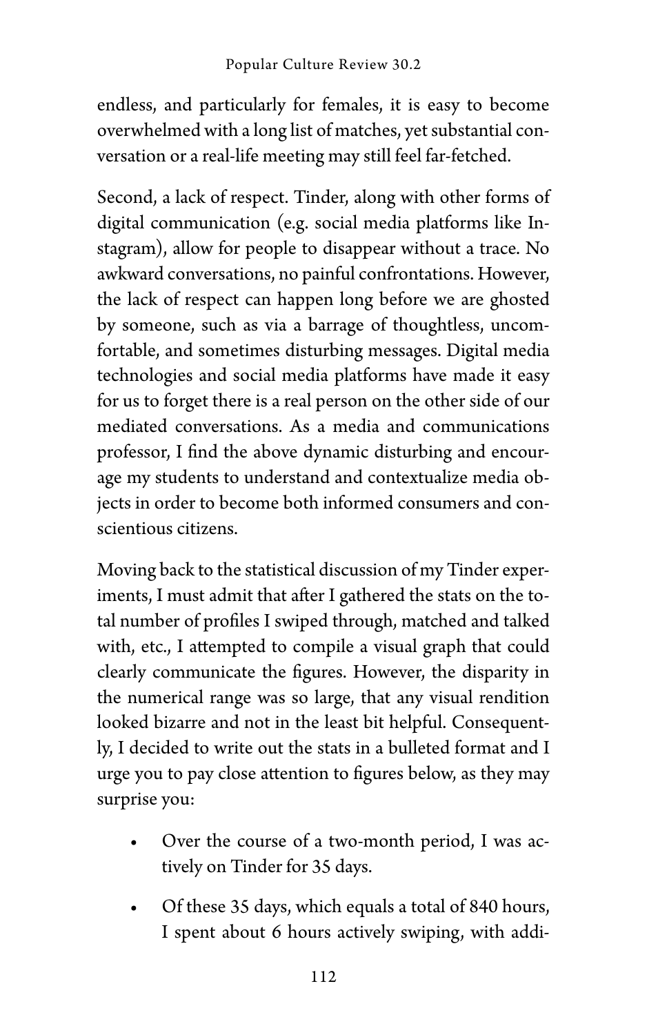endless, and particularly for females, it is easy to become overwhelmed with a long list of matches, yet substantial conversation or a real-life meeting may still feel far-fetched.

Second, a lack of respect. Tinder, along with other forms of digital communication (e.g. social media platforms like Instagram), allow for people to disappear without a trace. No awkward conversations, no painful confrontations. However, the lack of respect can happen long before we are ghosted by someone, such as via a barrage of thoughtless, uncomfortable, and sometimes disturbing messages. Digital media technologies and social media platforms have made it easy for us to forget there is a real person on the other side of our mediated conversations. As a media and communications professor, I find the above dynamic disturbing and encourage my students to understand and contextualize media objects in order to become both informed consumers and conscientious citizens.

Moving back to the statistical discussion of my Tinder experiments, I must admit that after I gathered the stats on the total number of profiles I swiped through, matched and talked with, etc., I attempted to compile a visual graph that could clearly communicate the figures. However, the disparity in the numerical range was so large, that any visual rendition looked bizarre and not in the least bit helpful. Consequently, I decided to write out the stats in a bulleted format and I urge you to pay close attention to figures below, as they may surprise you:

- Over the course of a two-month period, I was actively on Tinder for 35 days.
- Of these 35 days, which equals a total of 840 hours, I spent about 6 hours actively swiping, with addi-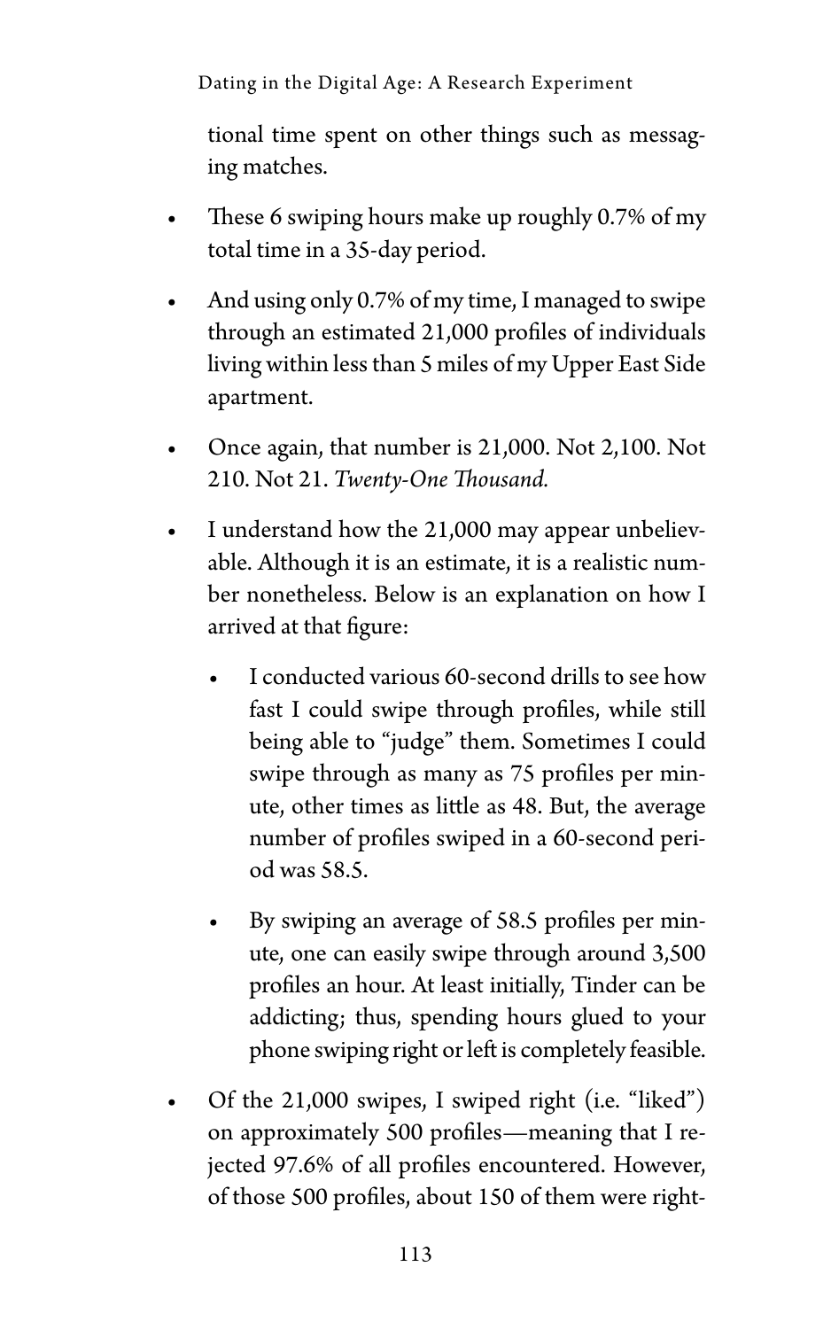tional time spent on other things such as messaging matches.

- These 6 swiping hours make up roughly 0.7% of my total time in a 35-day period.
- And using only 0.7% of my time, I managed to swipe through an estimated 21,000 profiles of individuals living within less than 5 miles of my Upper East Side apartment.
- Once again, that number is 21,000. Not 2,100. Not 210. Not 21. *Twenty-One Thousand.*
- I understand how the 21,000 may appear unbelievable. Although it is an estimate, it is a realistic number nonetheless. Below is an explanation on how I arrived at that figure:
    - I conducted various 60-second drills to see how fast I could swipe through profiles, while still being able to "judge" them. Sometimes I could swipe through as many as 75 profiles per minute, other times as little as 48. But, the average number of profiles swiped in a 60-second period was 58.5.
    - By swiping an average of 58.5 profiles per minute, one can easily swipe through around 3,500 profiles an hour. At least initially, Tinder can be addicting; thus, spending hours glued to your phone swiping right or left is completely feasible.
- Of the 21,000 swipes, I swiped right (i.e. "liked") on approximately 500 profiles—meaning that I rejected 97.6% of all profiles encountered. However, of those 500 profiles, about 150 of them were right-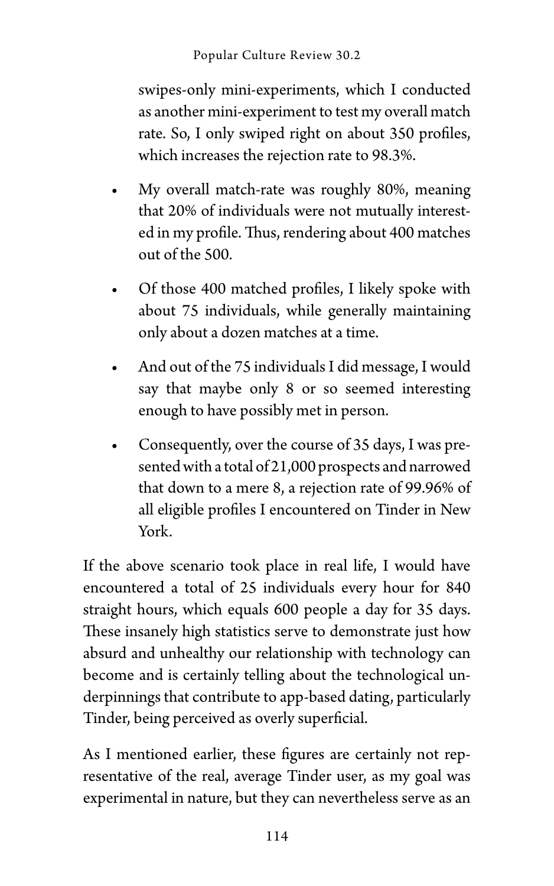swipes-only mini-experiments, which I conducted as another mini-experiment to test my overall match rate. So, I only swiped right on about 350 profiles, which increases the rejection rate to 98.3%.

- My overall match-rate was roughly 80%, meaning that 20% of individuals were not mutually interested in my profile. Thus, rendering about 400 matches out of the 500.
- Of those 400 matched profiles, I likely spoke with about 75 individuals, while generally maintaining only about a dozen matches at a time.
- And out of the 75 individuals I did message, I would say that maybe only 8 or so seemed interesting enough to have possibly met in person.
- Consequently, over the course of 35 days, I was presented with a total of 21,000 prospects and narrowed that down to a mere 8, a rejection rate of 99.96% of all eligible profiles I encountered on Tinder in New York.

If the above scenario took place in real life, I would have encountered a total of 25 individuals every hour for 840 straight hours, which equals 600 people a day for 35 days. These insanely high statistics serve to demonstrate just how absurd and unhealthy our relationship with technology can become and is certainly telling about the technological underpinnings that contribute to app-based dating, particularly Tinder, being perceived as overly superficial.

As I mentioned earlier, these figures are certainly not representative of the real, average Tinder user, as my goal was experimental in nature, but they can nevertheless serve as an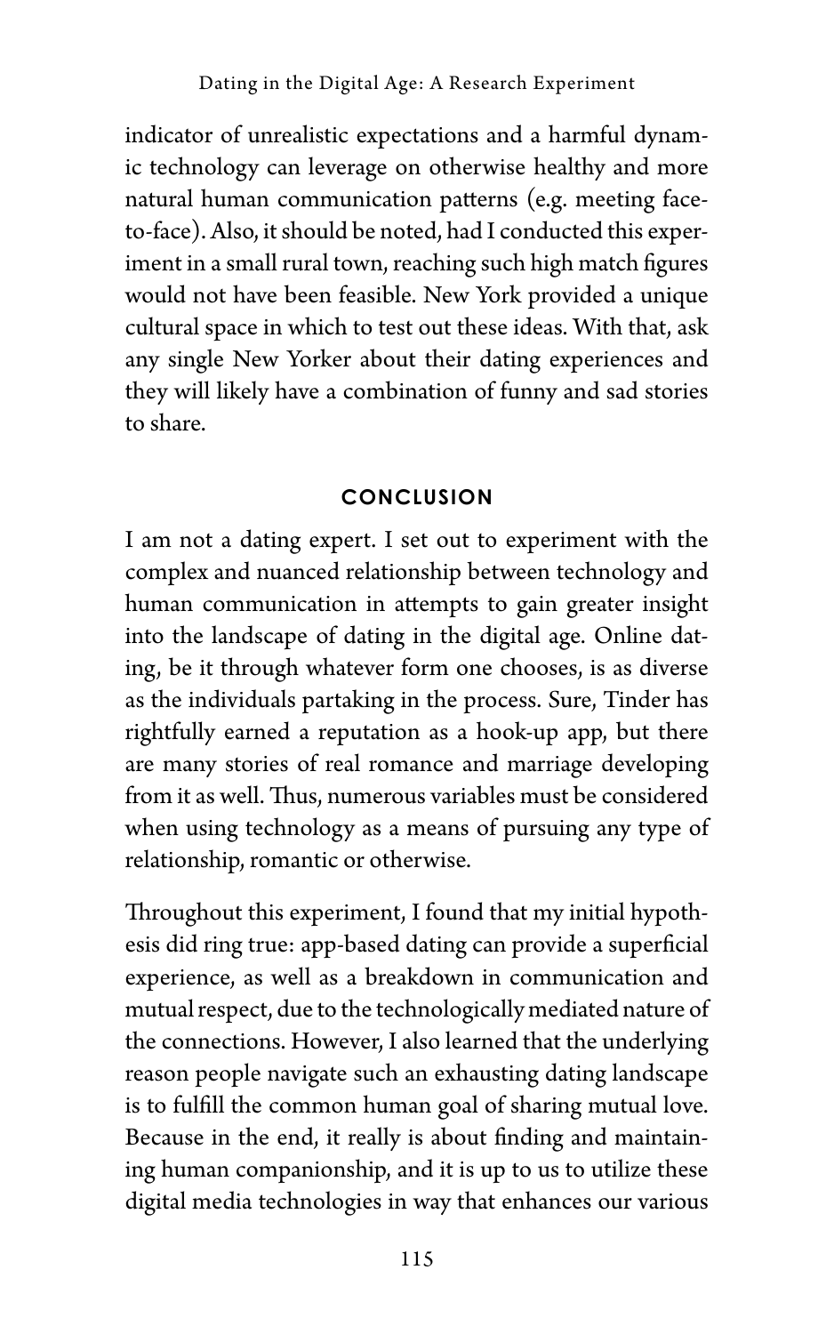indicator of unrealistic expectations and a harmful dynamic technology can leverage on otherwise healthy and more natural human communication patterns (e.g. meeting face-to-face). Also, it should be noted, had I conducted this experiment in a small rural town, reaching such high match figures would not have been feasible. New York provided a unique cultural space in which to test out these ideas. With that, ask any single New Yorker about their dating experiences and they will likely have a combination of funny and sad stories to share.

## CONCLUSION

I am not a dating expert. I set out to experiment with the complex and nuanced relationship between technology and human communication in attempts to gain greater insight into the landscape of dating in the digital age. Online dating, be it through whatever form one chooses, is as diverse as the individuals partaking in the process. Sure, Tinder has rightfully earned a reputation as a hook-up app, but there are many stories of real romance and marriage developing from it as well. Thus, numerous variables must be considered when using technology as a means of pursuing any type of relationship, romantic or otherwise.

Throughout this experiment, I found that my initial hypothesis did ring true: app-based dating can provide a superficial experience, as well as a breakdown in communication and mutual respect, due to the technologically mediated nature of the connections. However, I also learned that the underlying reason people navigate such an exhausting dating landscape is to fulfill the common human goal of sharing mutual love. Because in the end, it really is about finding and maintaining human companionship, and it is up to us to utilize these digital media technologies in way that enhances our various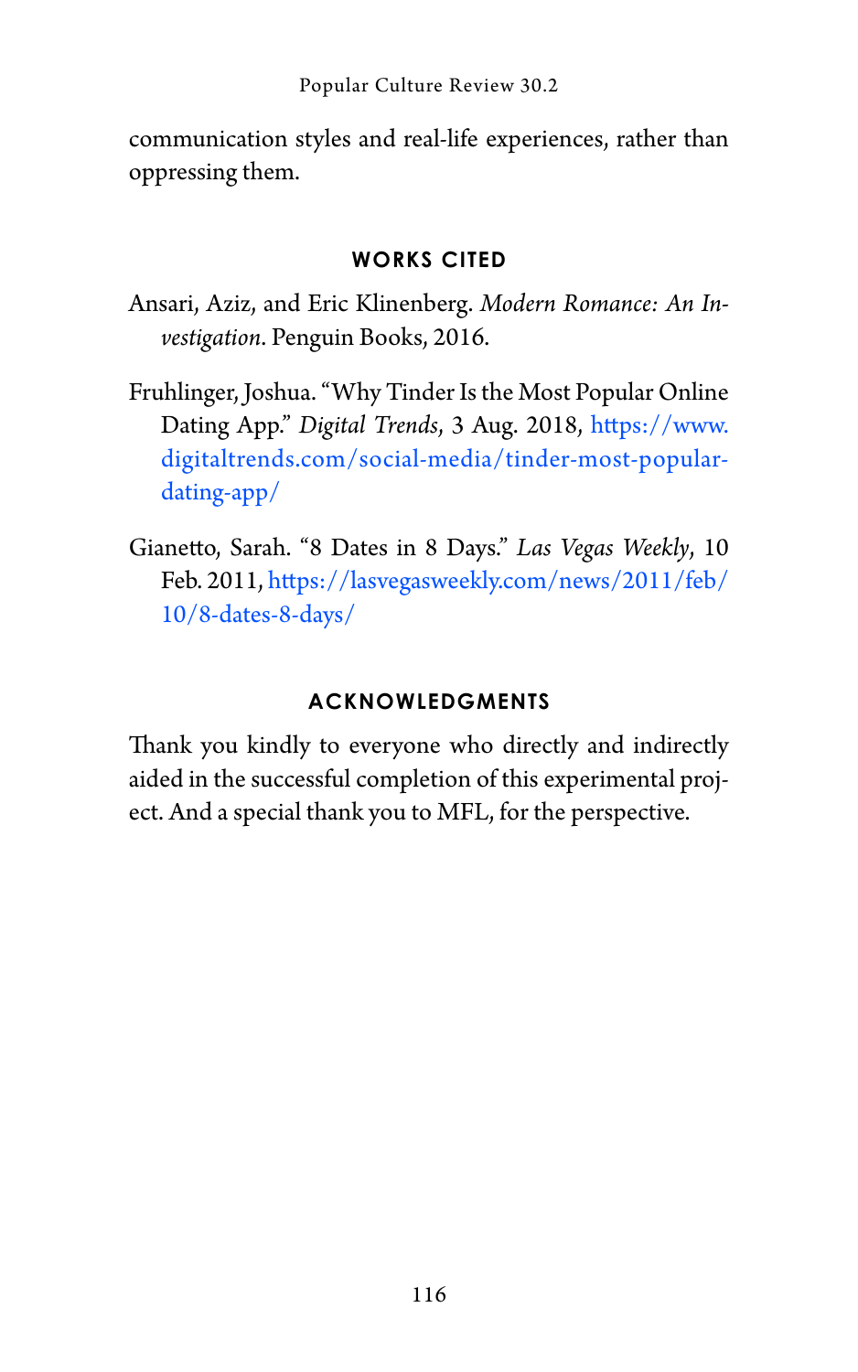communication styles and real-life experiences, rather than oppressing them.

## WORKS CITED

Ansari, Aziz, and Eric Klinenberg. *Modern Romance: An Investigation*. Penguin Books, 2016.

Fruhlinger, Joshua. "Why Tinder Is the Most Popular Online Dating App." *Digital Trends*, 3 Aug. 2018, https://www.digitaltrends.com/social-media/tinder-most-popular-dating-app/

Gianetto, Sarah. "8 Dates in 8 Days." *Las Vegas Weekly*, 10 Feb. 2011, https://lasvegasweekly.com/news/2011/feb/10/8-dates-8-days/

## ACKNOWLEDGMENTS

Thank you kindly to everyone who directly and indirectly aided in the successful completion of this experimental project. And a special thank you to MFL, for the perspective.